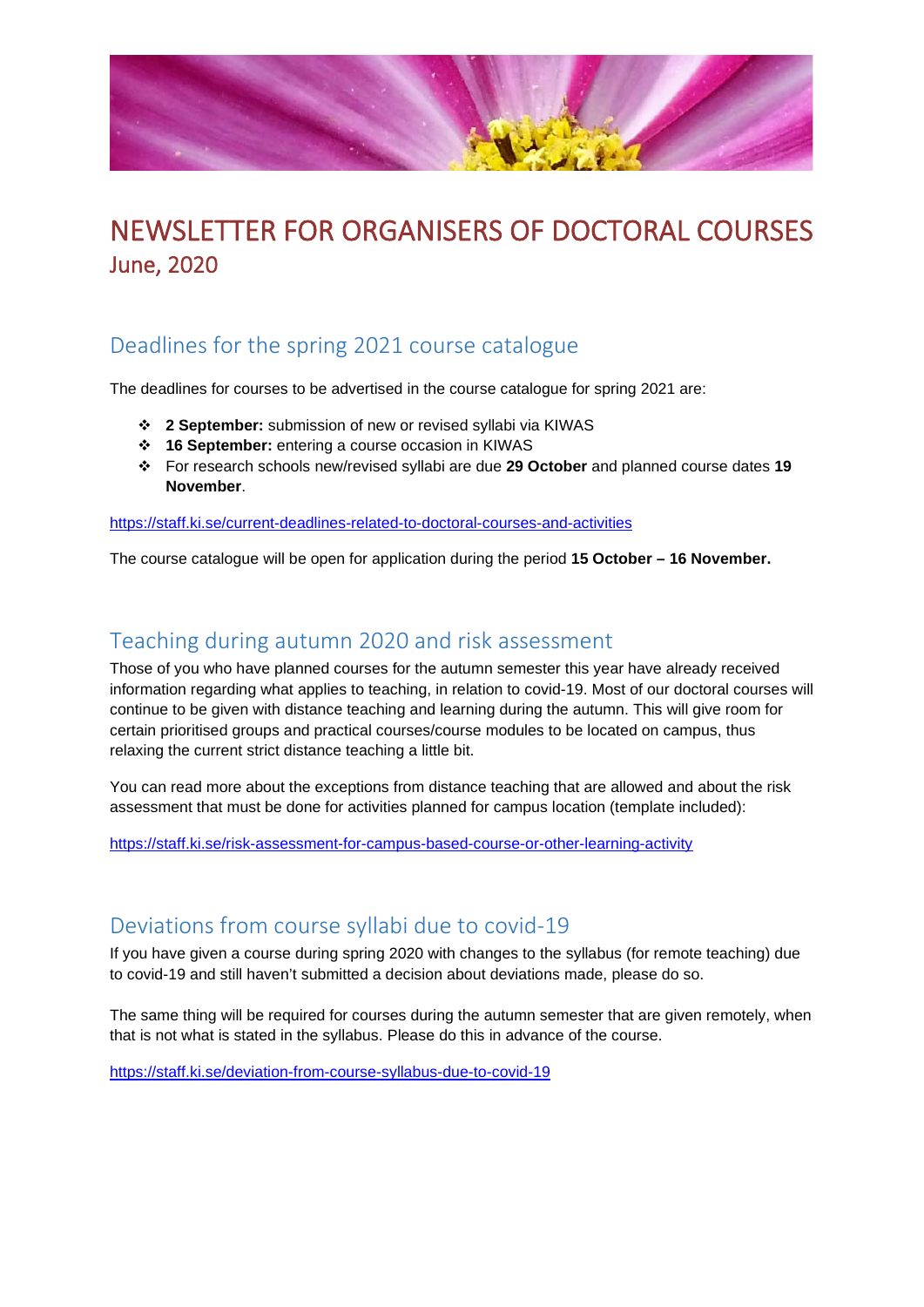# NEWSLETTER FOR ORGANISERS OF DOCTORAL COURSES
## June, 2020

## Deadlines for the spring 2021 course catalogue

The deadlines for courses to be advertised in the course catalogue for spring 2021 are:

- **2 September:** submission of new or revised syllabi via KIWAS
- **16 September:** entering a course occasion in KIWAS
- For research schools new/revised syllabi are due **29 October** and planned course dates **19 November**.

https://staff.ki.se/current-deadlines-related-to-doctoral-courses-and-activities

The course catalogue will be open for application during the period **15 October – 16 November.**

## Teaching during autumn 2020 and risk assessment

Those of you who have planned courses for the autumn semester this year have already received information regarding what applies to teaching, in relation to covid-19. Most of our doctoral courses will continue to be given with distance teaching and learning during the autumn. This will give room for certain prioritised groups and practical courses/course modules to be located on campus, thus relaxing the current strict distance teaching a little bit.

You can read more about the exceptions from distance teaching that are allowed and about the risk assessment that must be done for activities planned for campus location (template included):

https://staff.ki.se/risk-assessment-for-campus-based-course-or-other-learning-activity

## Deviations from course syllabi due to covid-19

If you have given a course during spring 2020 with changes to the syllabus (for remote teaching) due to covid-19 and still haven't submitted a decision about deviations made, please do so.

The same thing will be required for courses during the autumn semester that are given remotely, when that is not what is stated in the syllabus. Please do this in advance of the course.

https://staff.ki.se/deviation-from-course-syllabus-due-to-covid-19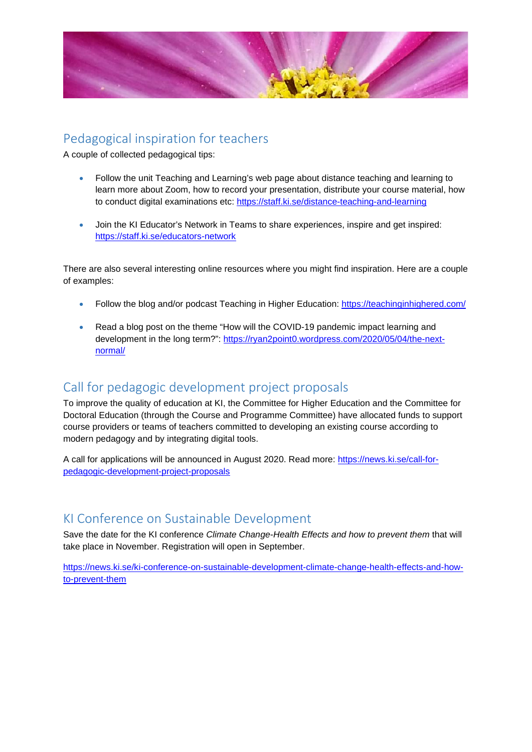## Pedagogical inspiration for teachers

A couple of collected pedagogical tips:

- Follow the unit Teaching and Learning's web page about distance teaching and learning to learn more about Zoom, how to record your presentation, distribute your course material, how to conduct digital examinations etc: https://staff.ki.se/distance-teaching-and-learning

- Join the KI Educator's Network in Teams to share experiences, inspire and get inspired: https://staff.ki.se/educators-network

There are also several interesting online resources where you might find inspiration. Here are a couple of examples:

- Follow the blog and/or podcast Teaching in Higher Education: https://teachinginhighered.com/

- Read a blog post on the theme "How will the COVID-19 pandemic impact learning and development in the long term?": https://ryan2point0.wordpress.com/2020/05/04/the-next-normal/

## Call for pedagogic development project proposals

To improve the quality of education at KI, the Committee for Higher Education and the Committee for Doctoral Education (through the Course and Programme Committee) have allocated funds to support course providers or teams of teachers committed to developing an existing course according to modern pedagogy and by integrating digital tools.

A call for applications will be announced in August 2020. Read more: https://news.ki.se/call-for-pedagogic-development-project-proposals

## KI Conference on Sustainable Development

Save the date for the KI conference *Climate Change-Health Effects and how to prevent them* that will take place in November. Registration will open in September.

https://news.ki.se/ki-conference-on-sustainable-development-climate-change-health-effects-and-how-to-prevent-them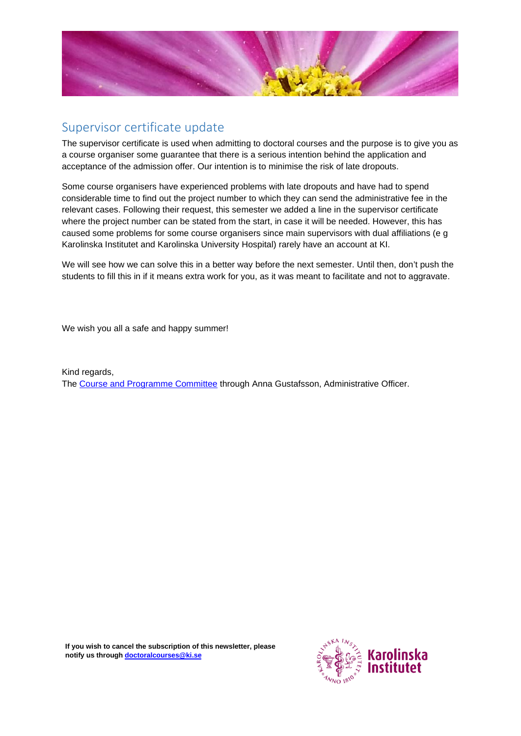## Supervisor certificate update

The supervisor certificate is used when admitting to doctoral courses and the purpose is to give you as a course organiser some guarantee that there is a serious intention behind the application and acceptance of the admission offer. Our intention is to minimise the risk of late dropouts.

Some course organisers have experienced problems with late dropouts and have had to spend considerable time to find out the project number to which they can send the administrative fee in the relevant cases. Following their request, this semester we added a line in the supervisor certificate where the project number can be stated from the start, in case it will be needed. However, this has caused some problems for some course organisers since main supervisors with dual affiliations (e g Karolinska Institutet and Karolinska University Hospital) rarely have an account at KI.

We will see how we can solve this in a better way before the next semester. Until then, don't push the students to fill this in if it means extra work for you, as it was meant to facilitate and not to aggravate.

We wish you all a safe and happy summer!

Kind regards,
The Course and Programme Committee through Anna Gustafsson, Administrative Officer.

**If you wish to cancel the subscription of this newsletter, please notify us through doctoralcourses@ki.se**

Karolinska Institutet